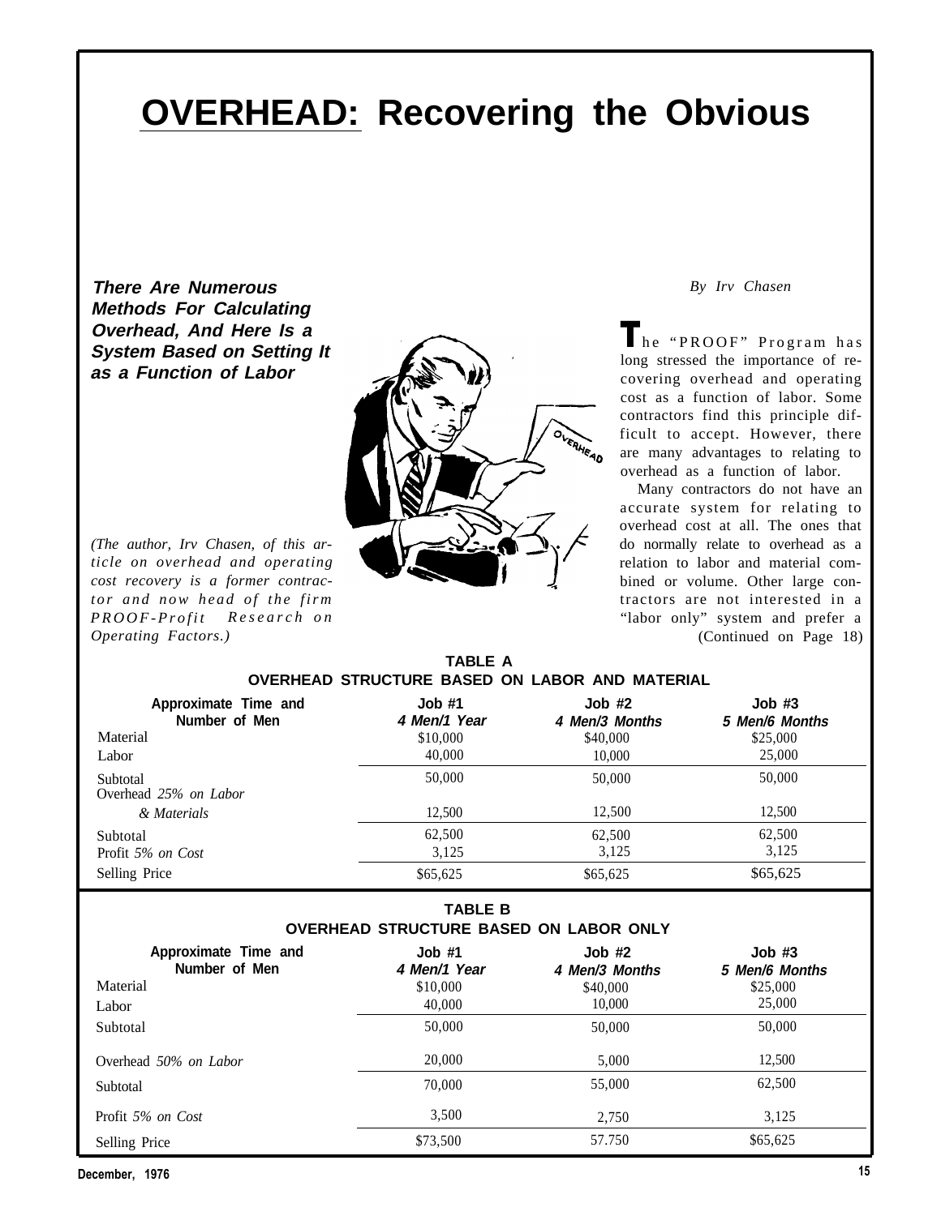# OVERHEAD: Recovering the Obvious

***There Are Numerous Methods For Calculating Overhead, And Here Is a System Based on Setting It as a Function of Labor***

*(The author, Irv Chasen, of this article on overhead and operating cost recovery is a former contractor and now head of the firm PROOF-Profit Research on Operating Factors.)*

*By Irv Chasen*

The "PROOF" Program has long stressed the importance of recovering overhead and operating cost as a function of labor. Some contractors find this principle difficult to accept. However, there are many advantages to relating to overhead as a function of labor.

Many contractors do not have an accurate system for relating to overhead cost at all. The ones that do normally relate to overhead as a relation to labor and material combined or volume. Other large contractors are not interested in a "labor only" system and prefer a

(Continued on Page 18)

**TABLE A**
**OVERHEAD STRUCTURE BASED ON LABOR AND MATERIAL**

| Approximate Time and Number of Men | Job #1 *4 Men/1 Year* | Job #2 *4 Men/3 Months* | Job #3 *5 Men/6 Months* |
|---|---|---|---|
| Material | $10,000 | $40,000 | $25,000 |
| Labor | 40,000 | 10,000 | 25,000 |
| Subtotal | 50,000 | 50,000 | 50,000 |
| Overhead *25% on Labor & Materials* | 12,500 | 12,500 | 12,500 |
| Subtotal | 62,500 | 62,500 | 62,500 |
| Profit *5% on Cost* | 3,125 | 3,125 | 3,125 |
| Selling Price | $65,625 | $65,625 | $65,625 |

**TABLE B**
**OVERHEAD STRUCTURE BASED ON LABOR ONLY**

| Approximate Time and Number of Men | Job #1 *4 Men/1 Year* | Job #2 *4 Men/3 Months* | Job #3 *5 Men/6 Months* |
|---|---|---|---|
| Material | $10,000 | $40,000 | $25,000 |
| Labor | 40,000 | 10,000 | 25,000 |
| Subtotal | 50,000 | 50,000 | 50,000 |
| Overhead *50% on Labor* | 20,000 | 5,000 | 12,500 |
| Subtotal | 70,000 | 55,000 | 62,500 |
| Profit *5% on Cost* | 3,500 | 2,750 | 3,125 |
| Selling Price | $73,500 | 57.750 | $65,625 |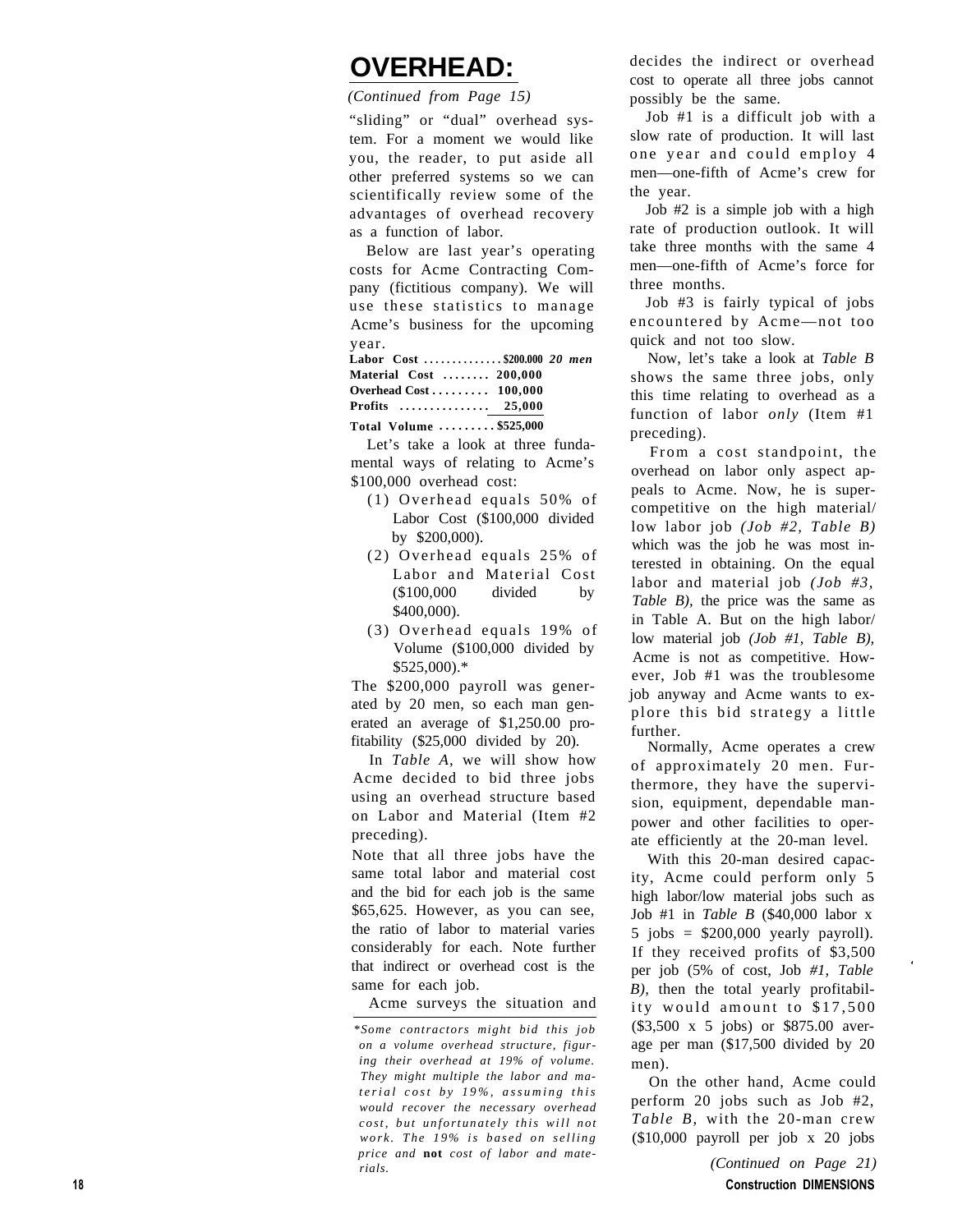# OVERHEAD:

*(Continued from Page 15)*

"sliding" or "dual" overhead system. For a moment we would like you, the reader, to put aside all other preferred systems so we can scientifically review some of the advantages of overhead recovery as a function of labor.

Below are last year's operating costs for Acme Contracting Company (fictitious company). We will use these statistics to manage Acme's business for the upcoming year.

| | | |
|---|---|---|
| **Labor Cost** | **$200.000** | ***20 men*** |
| **Material Cost** | **200,000** | |
| **Overhead Cost** | **100,000** | |
| **Profits** | **25,000** | |
| **Total Volume** | **$525,000** | |

Let's take a look at three fundamental ways of relating to Acme's $100,000 overhead cost:

(1) Overhead equals 50% of Labor Cost ($100,000 divided by $200,000).

(2) Overhead equals 25% of Labor and Material Cost ($100,000 divided by $400,000).

(3) Overhead equals 19% of Volume ($100,000 divided by $525,000).*

The $200,000 payroll was generated by 20 men, so each man generated an average of $1,250.00 profitability ($25,000 divided by 20).

In *Table A,* we will show how Acme decided to bid three jobs using an overhead structure based on Labor and Material (Item #2 preceding).

Note that all three jobs have the same total labor and material cost and the bid for each job is the same $65,625. However, as you can see, the ratio of labor to material varies considerably for each. Note further that indirect or overhead cost is the same for each job.

Acme surveys the situation and decides the indirect or overhead cost to operate all three jobs cannot possibly be the same.

Job #1 is a difficult job with a slow rate of production. It will last one year and could employ 4 men—one-fifth of Acme's crew for the year.

Job #2 is a simple job with a high rate of production outlook. It will take three months with the same 4 men—one-fifth of Acme's force for three months.

Job #3 is fairly typical of jobs encountered by Acme—not too quick and not too slow.

Now, let's take a look at *Table B* shows the same three jobs, only this time relating to overhead as a function of labor *only* (Item #1 preceding).

From a cost standpoint, the overhead on labor only aspect appeals to Acme. Now, he is super-competitive on the high material/low labor job *(Job #2, Table B)* which was the job he was most interested in obtaining. On the equal labor and material job *(Job #3, Table B),* the price was the same as in Table A. But on the high labor/low material job *(Job #1, Table B),* Acme is not as competitive. However, Job #1 was the troublesome job anyway and Acme wants to explore this bid strategy a little further.

Normally, Acme operates a crew of approximately 20 men. Furthermore, they have the supervision, equipment, dependable manpower and other facilities to operate efficiently at the 20-man level.

With this 20-man desired capacity, Acme could perform only 5 high labor/low material jobs such as Job #1 in *Table B* ($40,000 labor x 5 jobs = $200,000 yearly payroll). If they received profits of $3,500 per job (5% of cost, Job *#1, Table B),* then the total yearly profitability would amount to $17,500 ($3,500 x 5 jobs) or $875.00 average per man ($17,500 divided by 20 men).

On the other hand, Acme could perform 20 jobs such as Job #2, *Table B,* with the 20-man crew ($10,000 payroll per job x 20 jobs

*(Continued on Page 21)*

*\*Some contractors might bid this job on a volume overhead structure, figuring their overhead at 19% of volume. They might multiple the labor and material cost by 19%, assuming this would recover the necessary overhead cost, but unfortunately this will not work. The 19% is based on selling price and* **not** *cost of labor and materials.*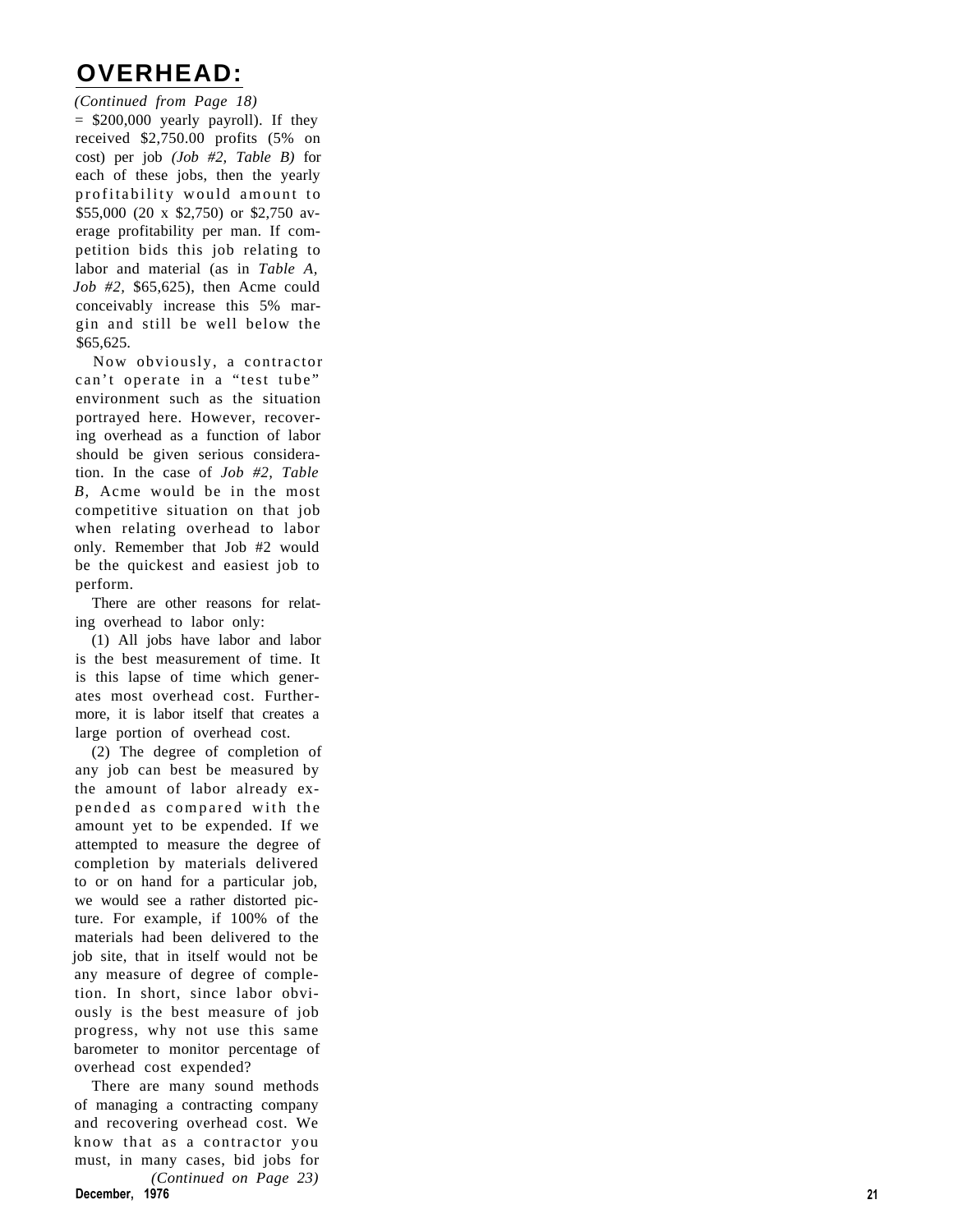# OVERHEAD:

*(Continued from Page 18)*

= $200,000 yearly payroll). If they received $2,750.00 profits (5% on cost) per job *(Job #2, Table B)* for each of these jobs, then the yearly profitability would amount to $55,000 (20 x $2,750) or $2,750 average profitability per man. If competition bids this job relating to labor and material (as in *Table A, Job #2,* $65,625), then Acme could conceivably increase this 5% margin and still be well below the $65,625.

Now obviously, a contractor can't operate in a "test tube" environment such as the situation portrayed here. However, recovering overhead as a function of labor should be given serious consideration. In the case of *Job #2, Table B,* Acme would be in the most competitive situation on that job when relating overhead to labor only. Remember that Job #2 would be the quickest and easiest job to perform.

There are other reasons for relating overhead to labor only:

(1) All jobs have labor and labor is the best measurement of time. It is this lapse of time which generates most overhead cost. Furthermore, it is labor itself that creates a large portion of overhead cost.

(2) The degree of completion of any job can best be measured by the amount of labor already expended as compared with the amount yet to be expended. If we attempted to measure the degree of completion by materials delivered to or on hand for a particular job, we would see a rather distorted picture. For example, if 100% of the materials had been delivered to the job site, that in itself would not be any measure of degree of completion. In short, since labor obviously is the best measure of job progress, why not use this same barometer to monitor percentage of overhead cost expended?

There are many sound methods of managing a contracting company and recovering overhead cost. We know that as a contractor you must, in many cases, bid jobs for

*(Continued on Page 23)*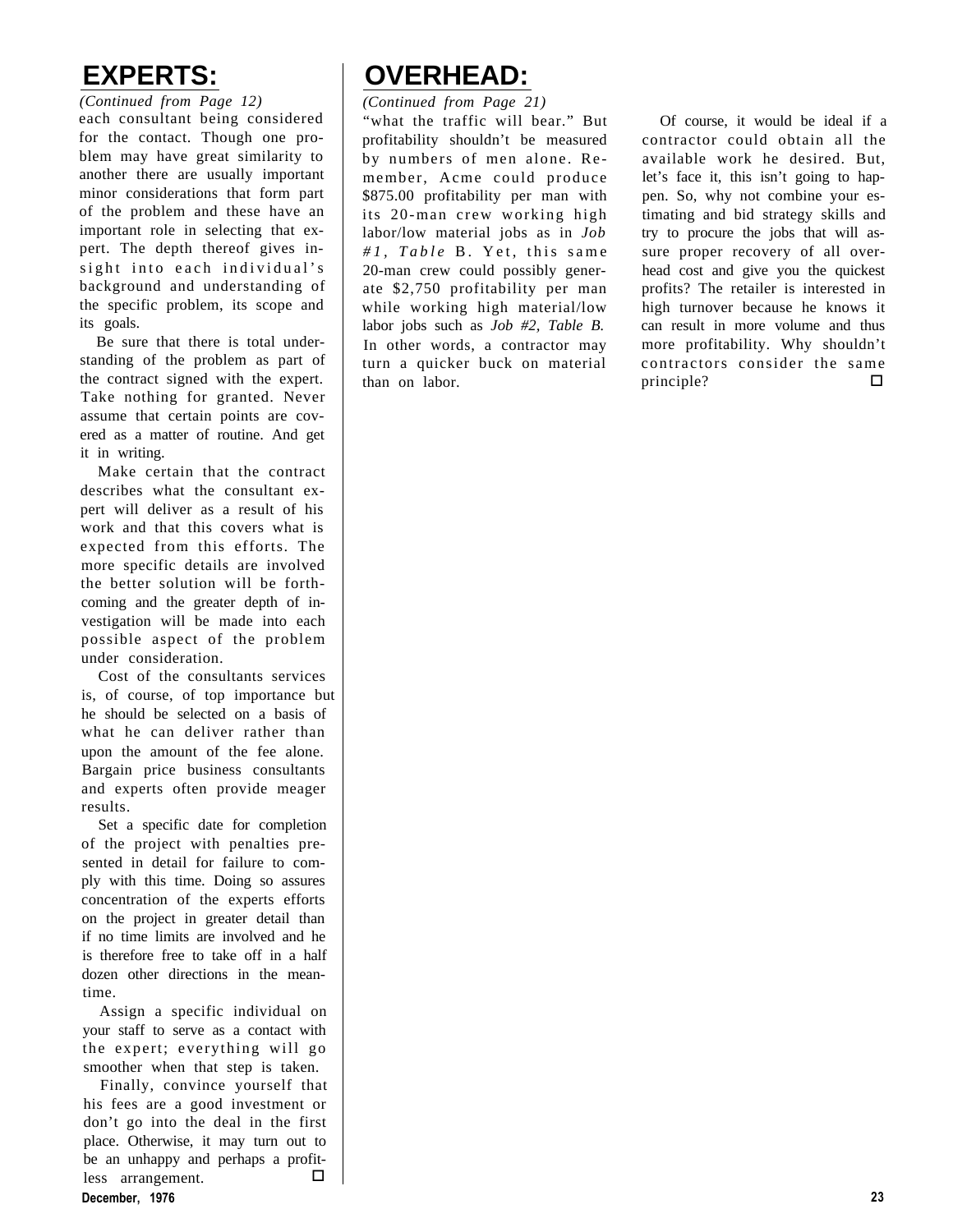## EXPERTS:

*(Continued from Page 12)*

each consultant being considered for the contact. Though one problem may have great similarity to another there are usually important minor considerations that form part of the problem and these have an important role in selecting that expert. The depth thereof gives insight into each individual's background and understanding of the specific problem, its scope and its goals.

Be sure that there is total understanding of the problem as part of the contract signed with the expert. Take nothing for granted. Never assume that certain points are covered as a matter of routine. And get it in writing.

Make certain that the contract describes what the consultant expert will deliver as a result of his work and that this covers what is expected from this efforts. The more specific details are involved the better solution will be forthcoming and the greater depth of investigation will be made into each possible aspect of the problem under consideration.

Cost of the consultants services is, of course, of top importance but he should be selected on a basis of what he can deliver rather than upon the amount of the fee alone. Bargain price business consultants and experts often provide meager results.

Set a specific date for completion of the project with penalties presented in detail for failure to comply with this time. Doing so assures concentration of the experts efforts on the project in greater detail than if no time limits are involved and he is therefore free to take off in a half dozen other directions in the meantime.

Assign a specific individual on your staff to serve as a contact with the expert; everything will go smoother when that step is taken.

Finally, convince yourself that his fees are a good investment or don't go into the deal in the first place. Otherwise, it may turn out to be an unhappy and perhaps a profitless arrangement. □

## OVERHEAD:

*(Continued from Page 21)*

"what the traffic will bear." But profitability shouldn't be measured by numbers of men alone. Remember, Acme could produce $875.00 profitability per man with its 20-man crew working high labor/low material jobs as in *Job #1, Table* B. Yet, this same 20-man crew could possibly generate $2,750 profitability per man while working high material/low labor jobs such as *Job #2, Table B.* In other words, a contractor may turn a quicker buck on material than on labor.

Of course, it would be ideal if a contractor could obtain all the available work he desired. But, let's face it, this isn't going to happen. So, why not combine your estimating and bid strategy skills and try to procure the jobs that will assure proper recovery of all overhead cost and give you the quickest profits? The retailer is interested in high turnover because he knows it can result in more volume and thus more profitability. Why shouldn't contractors consider the same principle? □